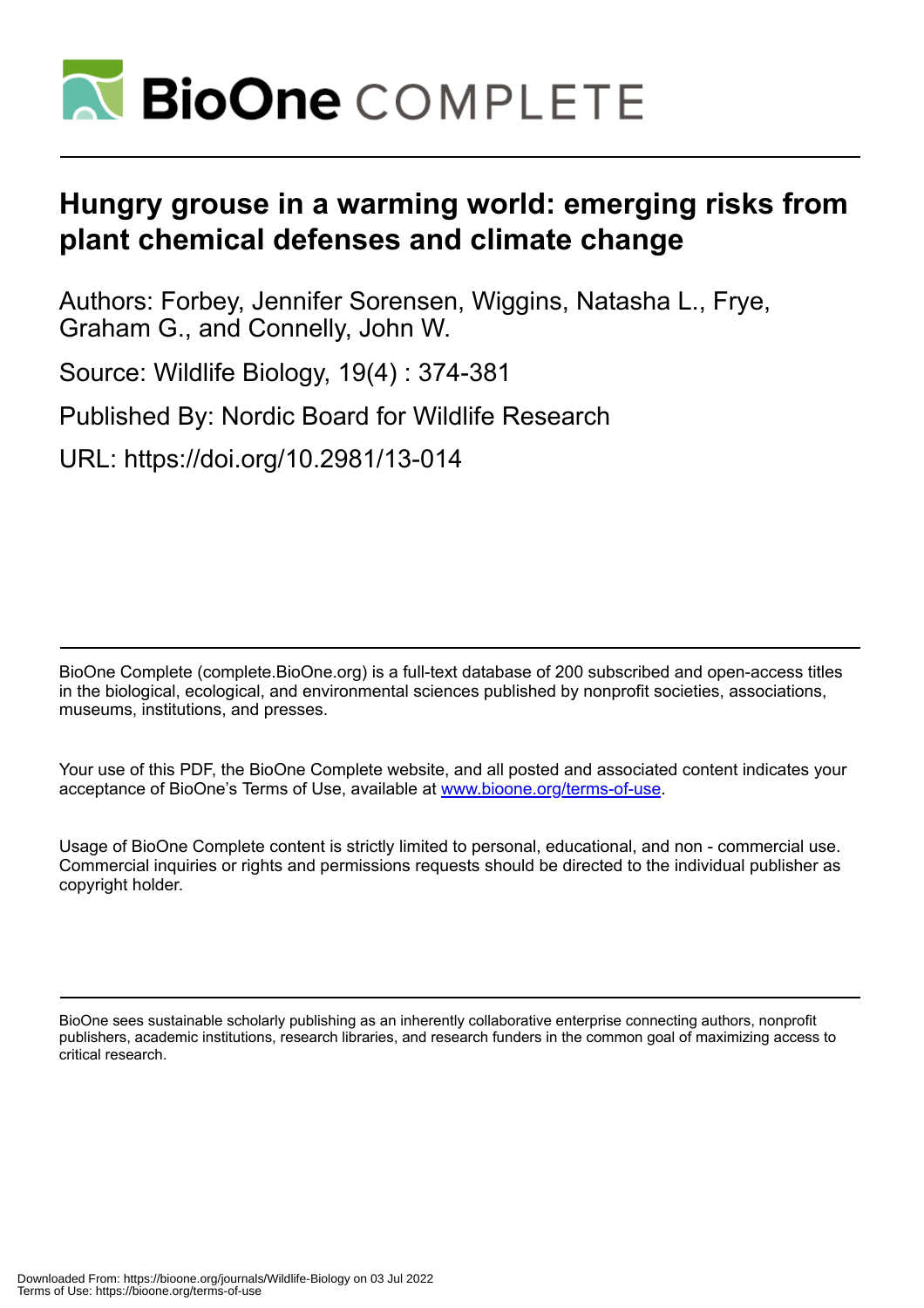# Hungry grouse in a warming world: emerging risks from plant chemical defenses and climate change

Authors: Forbey, Jennifer Sorensen, Wiggins, Natasha L., Frye, Graham G., and Connelly, John W.

Source: Wildlife Biology, 19(4) : 374-381

Published By: Nordic Board for Wildlife Research

URL: https://doi.org/10.2981/13-014

BioOne Complete (complete.BioOne.org) is a full-text database of 200 subscribed and open-access titles in the biological, ecological, and environmental sciences published by nonprofit societies, associations, museums, institutions, and presses.

Your use of this PDF, the BioOne Complete website, and all posted and associated content indicates your acceptance of BioOne's Terms of Use, available at www.bioone.org/terms-of-use.

Usage of BioOne Complete content is strictly limited to personal, educational, and non - commercial use. Commercial inquiries or rights and permissions requests should be directed to the individual publisher as copyright holder.

BioOne sees sustainable scholarly publishing as an inherently collaborative enterprise connecting authors, nonprofit publishers, academic institutions, research libraries, and research funders in the common goal of maximizing access to critical research.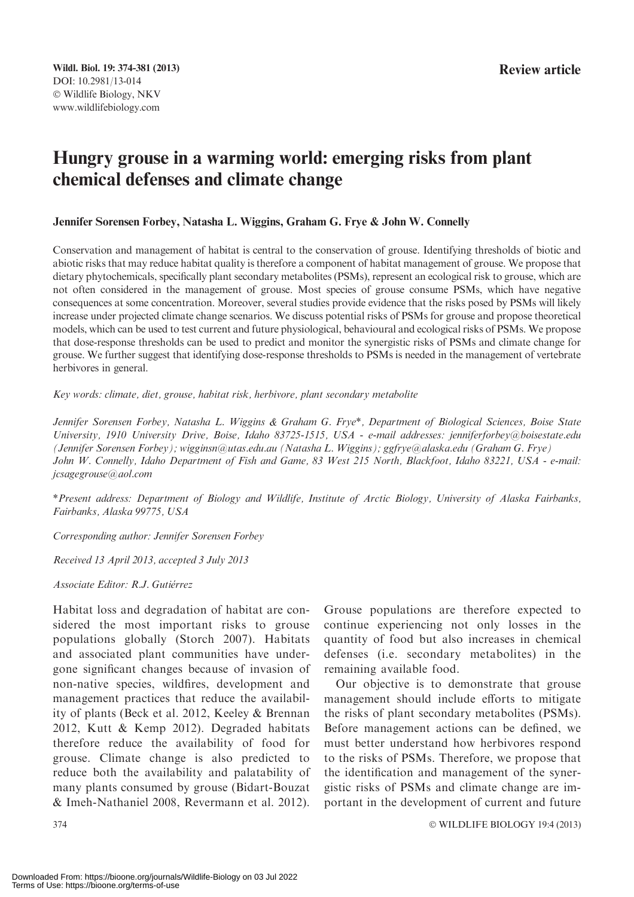Wildl. Biol. 19: 374-381 (2013)
DOI: 10.2981/13-014
© Wildlife Biology, NKV
www.wildlifebiology.com

**Review article**

# Hungry grouse in a warming world: emerging risks from plant chemical defenses and climate change

**Jennifer Sorensen Forbey, Natasha L. Wiggins, Graham G. Frye & John W. Connelly**

Conservation and management of habitat is central to the conservation of grouse. Identifying thresholds of biotic and abiotic risks that may reduce habitat quality is therefore a component of habitat management of grouse. We propose that dietary phytochemicals, specifically plant secondary metabolites (PSMs), represent an ecological risk to grouse, which are not often considered in the management of grouse. Most species of grouse consume PSMs, which have negative consequences at some concentration. Moreover, several studies provide evidence that the risks posed by PSMs will likely increase under projected climate change scenarios. We discuss potential risks of PSMs for grouse and propose theoretical models, which can be used to test current and future physiological, behavioural and ecological risks of PSMs. We propose that dose-response thresholds can be used to predict and monitor the synergistic risks of PSMs and climate change for grouse. We further suggest that identifying dose-response thresholds to PSMs is needed in the management of vertebrate herbivores in general.

*Key words: climate, diet, grouse, habitat risk, herbivore, plant secondary metabolite*

*Jennifer Sorensen Forbey, Natasha L. Wiggins & Graham G. Frye\*, Department of Biological Sciences, Boise State University, 1910 University Drive, Boise, Idaho 83725-1515, USA - e-mail addresses: jenniferforbey@boisestate.edu (Jennifer Sorensen Forbey); wigginsn@utas.edu.au (Natasha L. Wiggins); ggfrye@alaska.edu (Graham G. Frye)*
*John W. Connelly, Idaho Department of Fish and Game, 83 West 215 North, Blackfoot, Idaho 83221, USA - e-mail: jcsagegrouse@aol.com*

*\*Present address: Department of Biology and Wildlife, Institute of Arctic Biology, University of Alaska Fairbanks, Fairbanks, Alaska 99775, USA*

*Corresponding author: Jennifer Sorensen Forbey*

*Received 13 April 2013, accepted 3 July 2013*

*Associate Editor: R.J. Gutiérrez*

Habitat loss and degradation of habitat are considered the most important risks to grouse populations globally (Storch 2007). Habitats and associated plant communities have undergone significant changes because of invasion of non-native species, wildfires, development and management practices that reduce the availability of plants (Beck et al. 2012, Keeley & Brennan 2012, Kutt & Kemp 2012). Degraded habitats therefore reduce the availability of food for grouse. Climate change is also predicted to reduce both the availability and palatability of many plants consumed by grouse (Bidart-Bouzat & Imeh-Nathaniel 2008, Revermann et al. 2012). Grouse populations are therefore expected to continue experiencing not only losses in the quantity of food but also increases in chemical defenses (i.e. secondary metabolites) in the remaining available food.

Our objective is to demonstrate that grouse management should include efforts to mitigate the risks of plant secondary metabolites (PSMs). Before management actions can be defined, we must better understand how herbivores respond to the risks of PSMs. Therefore, we propose that the identification and management of the synergistic risks of PSMs and climate change are important in the development of current and future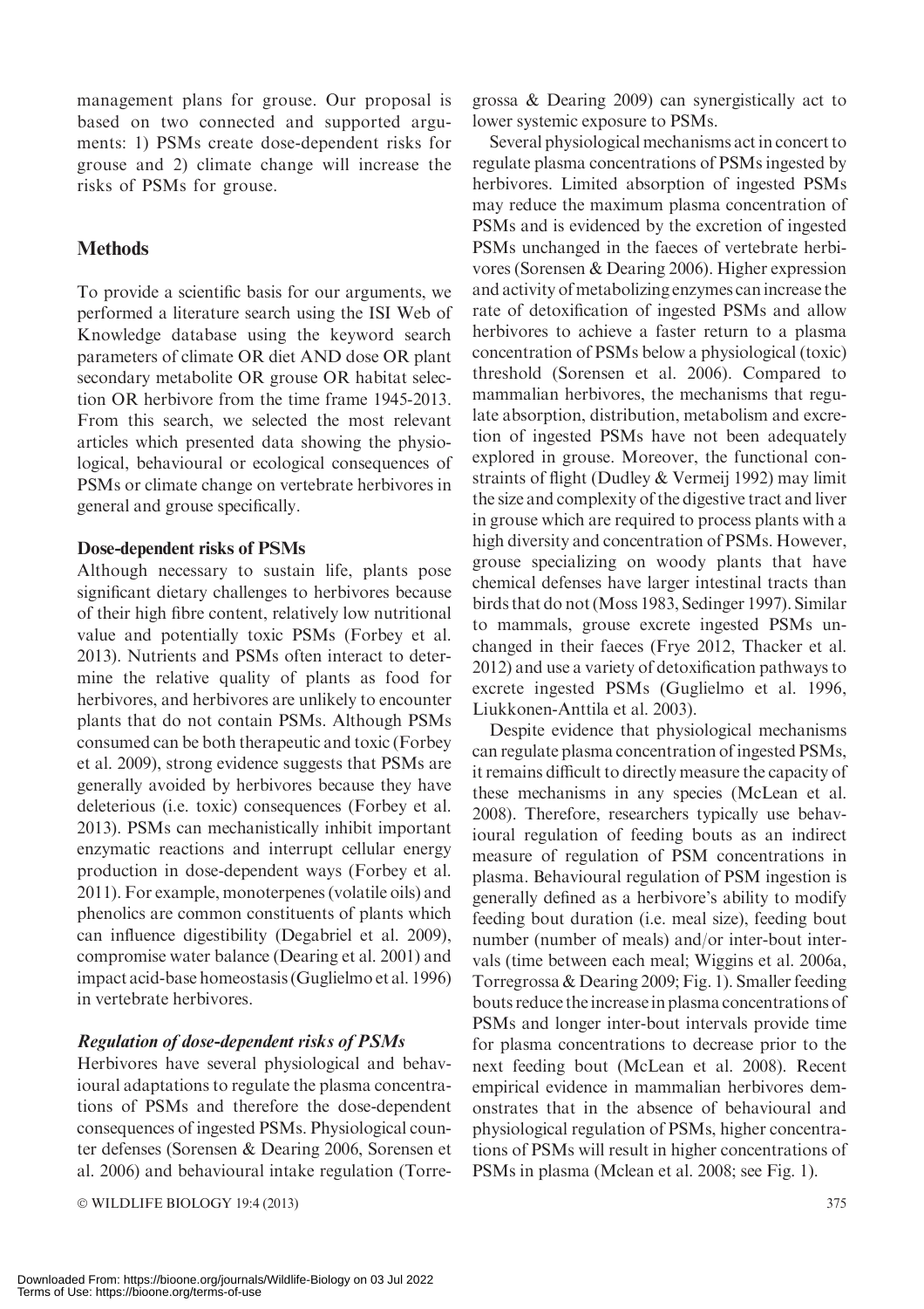management plans for grouse. Our proposal is based on two connected and supported arguments: 1) PSMs create dose-dependent risks for grouse and 2) climate change will increase the risks of PSMs for grouse.

## Methods

To provide a scientific basis for our arguments, we performed a literature search using the ISI Web of Knowledge database using the keyword search parameters of climate OR diet AND dose OR plant secondary metabolite OR grouse OR habitat selection OR herbivore from the time frame 1945-2013. From this search, we selected the most relevant articles which presented data showing the physiological, behavioural or ecological consequences of PSMs or climate change on vertebrate herbivores in general and grouse specifically.

### Dose-dependent risks of PSMs

Although necessary to sustain life, plants pose significant dietary challenges to herbivores because of their high fibre content, relatively low nutritional value and potentially toxic PSMs (Forbey et al. 2013). Nutrients and PSMs often interact to determine the relative quality of plants as food for herbivores, and herbivores are unlikely to encounter plants that do not contain PSMs. Although PSMs consumed can be both therapeutic and toxic (Forbey et al. 2009), strong evidence suggests that PSMs are generally avoided by herbivores because they have deleterious (i.e. toxic) consequences (Forbey et al. 2013). PSMs can mechanistically inhibit important enzymatic reactions and interrupt cellular energy production in dose-dependent ways (Forbey et al. 2011). For example, monoterpenes (volatile oils) and phenolics are common constituents of plants which can influence digestibility (Degabriel et al. 2009), compromise water balance (Dearing et al. 2001) and impact acid-base homeostasis (Guglielmo et al. 1996) in vertebrate herbivores.

#### *Regulation of dose-dependent risks of PSMs*

Herbivores have several physiological and behavioural adaptations to regulate the plasma concentrations of PSMs and therefore the dose-dependent consequences of ingested PSMs. Physiological counter defenses (Sorensen & Dearing 2006, Sorensen et al. 2006) and behavioural intake regulation (Torregrossa & Dearing 2009) can synergistically act to lower systemic exposure to PSMs.

Several physiological mechanisms act in concert to regulate plasma concentrations of PSMs ingested by herbivores. Limited absorption of ingested PSMs may reduce the maximum plasma concentration of PSMs and is evidenced by the excretion of ingested PSMs unchanged in the faeces of vertebrate herbivores (Sorensen & Dearing 2006). Higher expression and activity of metabolizing enzymes can increase the rate of detoxification of ingested PSMs and allow herbivores to achieve a faster return to a plasma concentration of PSMs below a physiological (toxic) threshold (Sorensen et al. 2006). Compared to mammalian herbivores, the mechanisms that regulate absorption, distribution, metabolism and excretion of ingested PSMs have not been adequately explored in grouse. Moreover, the functional constraints of flight (Dudley & Vermeij 1992) may limit the size and complexity of the digestive tract and liver in grouse which are required to process plants with a high diversity and concentration of PSMs. However, grouse specializing on woody plants that have chemical defenses have larger intestinal tracts than birds that do not (Moss 1983, Sedinger 1997). Similar to mammals, grouse excrete ingested PSMs unchanged in their faeces (Frye 2012, Thacker et al. 2012) and use a variety of detoxification pathways to excrete ingested PSMs (Guglielmo et al. 1996, Liukkonen-Anttila et al. 2003).

Despite evidence that physiological mechanisms can regulate plasma concentration of ingested PSMs, it remains difficult to directly measure the capacity of these mechanisms in any species (McLean et al. 2008). Therefore, researchers typically use behavioural regulation of feeding bouts as an indirect measure of regulation of PSM concentrations in plasma. Behavioural regulation of PSM ingestion is generally defined as a herbivore's ability to modify feeding bout duration (i.e. meal size), feeding bout number (number of meals) and/or inter-bout intervals (time between each meal; Wiggins et al. 2006a, Torregrossa & Dearing 2009; Fig. 1). Smaller feeding bouts reduce the increase in plasma concentrations of PSMs and longer inter-bout intervals provide time for plasma concentrations to decrease prior to the next feeding bout (McLean et al. 2008). Recent empirical evidence in mammalian herbivores demonstrates that in the absence of behavioural and physiological regulation of PSMs, higher concentrations of PSMs will result in higher concentrations of PSMs in plasma (Mclean et al. 2008; see Fig. 1).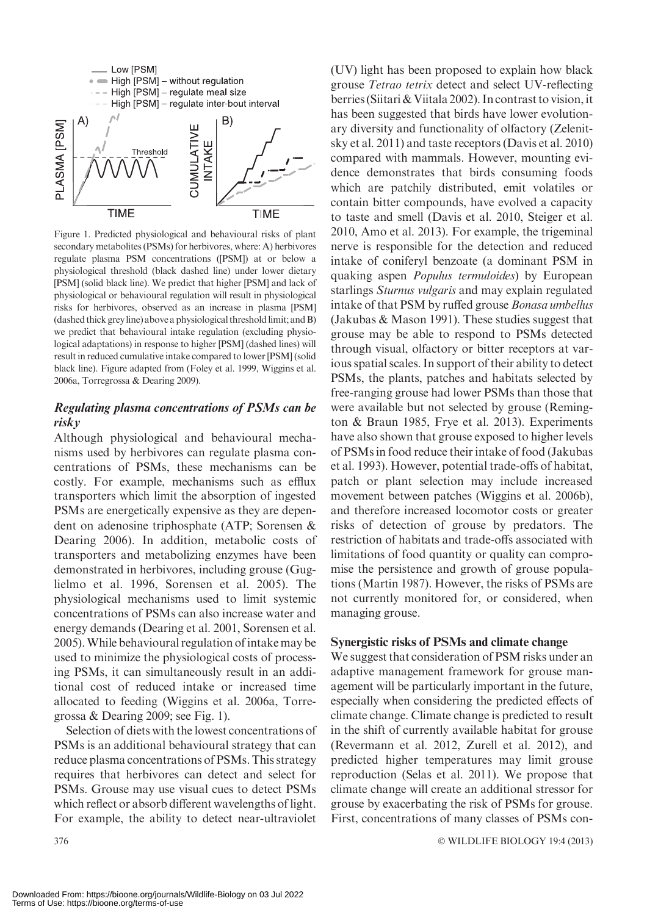Figure 1. Predicted physiological and behavioural risks of plant secondary metabolites (PSMs) for herbivores, where: A) herbivores regulate plasma PSM concentrations ([PSM]) at or below a physiological threshold (black dashed line) under lower dietary [PSM] (solid black line). We predict that higher [PSM] and lack of physiological or behavioural regulation will result in physiological risks for herbivores, observed as an increase in plasma [PSM] (dashed thick grey line) above a physiological threshold limit; and B) we predict that behavioural intake regulation (excluding physiological adaptations) in response to higher [PSM] (dashed lines) will result in reduced cumulative intake compared to lower [PSM] (solid black line). Figure adapted from (Foley et al. 1999, Wiggins et al. 2006a, Torregrossa & Dearing 2009).

### *Regulating plasma concentrations of PSMs can be risky*

Although physiological and behavioural mechanisms used by herbivores can regulate plasma concentrations of PSMs, these mechanisms can be costly. For example, mechanisms such as efflux transporters which limit the absorption of ingested PSMs are energetically expensive as they are dependent on adenosine triphosphate (ATP; Sorensen & Dearing 2006). In addition, metabolic costs of transporters and metabolizing enzymes have been demonstrated in herbivores, including grouse (Guglielmo et al. 1996, Sorensen et al. 2005). The physiological mechanisms used to limit systemic concentrations of PSMs can also increase water and energy demands (Dearing et al. 2001, Sorensen et al. 2005). While behavioural regulation of intake may be used to minimize the physiological costs of processing PSMs, it can simultaneously result in an additional cost of reduced intake or increased time allocated to feeding (Wiggins et al. 2006a, Torregrossa & Dearing 2009; see Fig. 1).

Selection of diets with the lowest concentrations of PSMs is an additional behavioural strategy that can reduce plasma concentrations of PSMs. This strategy requires that herbivores can detect and select for PSMs. Grouse may use visual cues to detect PSMs which reflect or absorb different wavelengths of light. For example, the ability to detect near-ultraviolet (UV) light has been proposed to explain how black grouse *Tetrao tetrix* detect and select UV-reflecting berries (Siitari & Viitala 2002). In contrast to vision, it has been suggested that birds have lower evolutionary diversity and functionality of olfactory (Zelenitsky et al. 2011) and taste receptors (Davis et al. 2010) compared with mammals. However, mounting evidence demonstrates that birds consuming foods which are patchily distributed, emit volatiles or contain bitter compounds, have evolved a capacity to taste and smell (Davis et al. 2010, Steiger et al. 2010, Amo et al. 2013). For example, the trigeminal nerve is responsible for the detection and reduced intake of coniferyl benzoate (a dominant PSM in quaking aspen *Populus termuloides*) by European starlings *Sturnus vulgaris* and may explain regulated intake of that PSM by ruffed grouse *Bonasa umbellus* (Jakubas & Mason 1991). These studies suggest that grouse may be able to respond to PSMs detected through visual, olfactory or bitter receptors at various spatial scales. In support of their ability to detect PSMs, the plants, patches and habitats selected by free-ranging grouse had lower PSMs than those that were available but not selected by grouse (Remington & Braun 1985, Frye et al. 2013). Experiments have also shown that grouse exposed to higher levels of PSMs in food reduce their intake of food (Jakubas et al. 1993). However, potential trade-offs of habitat, patch or plant selection may include increased movement between patches (Wiggins et al. 2006b), and therefore increased locomotor costs or greater risks of detection of grouse by predators. The restriction of habitats and trade-offs associated with limitations of food quantity or quality can compromise the persistence and growth of grouse populations (Martin 1987). However, the risks of PSMs are not currently monitored for, or considered, when managing grouse.

## Synergistic risks of PSMs and climate change

We suggest that consideration of PSM risks under an adaptive management framework for grouse management will be particularly important in the future, especially when considering the predicted effects of climate change. Climate change is predicted to result in the shift of currently available habitat for grouse (Revermann et al. 2012, Zurell et al. 2012), and predicted higher temperatures may limit grouse reproduction (Selas et al. 2011). We propose that climate change will create an additional stressor for grouse by exacerbating the risk of PSMs for grouse. First, concentrations of many classes of PSMs con-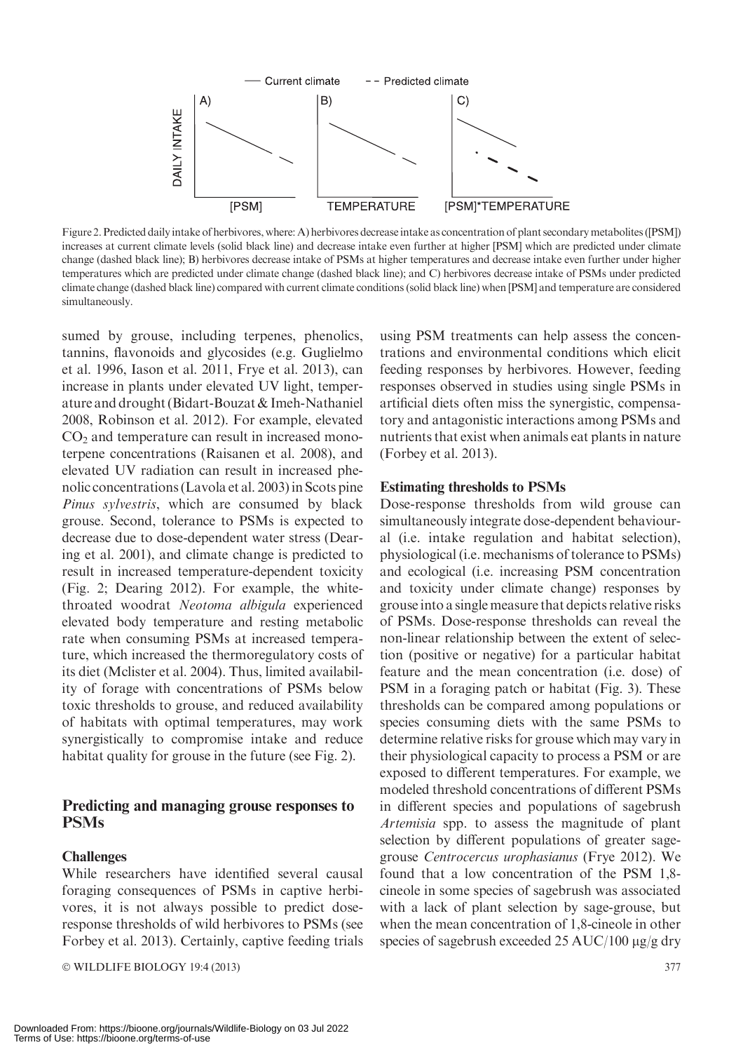Figure 2. Predicted daily intake of herbivores, where: A) herbivores decrease intake as concentration of plant secondary metabolites ([PSM]) increases at current climate levels (solid black line) and decrease intake even further at higher [PSM] which are predicted under climate change (dashed black line); B) herbivores decrease intake of PSMs at higher temperatures and decrease intake even further under higher temperatures which are predicted under climate change (dashed black line); and C) herbivores decrease intake of PSMs under predicted climate change (dashed black line) compared with current climate conditions (solid black line) when [PSM] and temperature are considered simultaneously.

sumed by grouse, including terpenes, phenolics, tannins, flavonoids and glycosides (e.g. Guglielmo et al. 1996, Iason et al. 2011, Frye et al. 2013), can increase in plants under elevated UV light, temperature and drought (Bidart-Bouzat & Imeh-Nathaniel 2008, Robinson et al. 2012). For example, elevated $CO_2$ and temperature can result in increased monoterpene concentrations (Raisanen et al. 2008), and elevated UV radiation can result in increased phenolic concentrations (Lavola et al. 2003) in Scots pine *Pinus sylvestris*, which are consumed by black grouse. Second, tolerance to PSMs is expected to decrease due to dose-dependent water stress (Dearing et al. 2001), and climate change is predicted to result in increased temperature-dependent toxicity (Fig. 2; Dearing 2012). For example, the white-throated woodrat *Neotoma albigula* experienced elevated body temperature and resting metabolic rate when consuming PSMs at increased temperature, which increased the thermoregulatory costs of its diet (Mclister et al. 2004). Thus, limited availability of forage with concentrations of PSMs below toxic thresholds to grouse, and reduced availability of habitats with optimal temperatures, may work synergistically to compromise intake and reduce habitat quality for grouse in the future (see Fig. 2).

## Predicting and managing grouse responses to PSMs

### Challenges

While researchers have identified several causal foraging consequences of PSMs in captive herbivores, it is not always possible to predict dose-response thresholds of wild herbivores to PSMs (see Forbey et al. 2013). Certainly, captive feeding trials using PSM treatments can help assess the concentrations and environmental conditions which elicit feeding responses by herbivores. However, feeding responses observed in studies using single PSMs in artificial diets often miss the synergistic, compensatory and antagonistic interactions among PSMs and nutrients that exist when animals eat plants in nature (Forbey et al. 2013).

### Estimating thresholds to PSMs

Dose-response thresholds from wild grouse can simultaneously integrate dose-dependent behavioural (i.e. intake regulation and habitat selection), physiological (i.e. mechanisms of tolerance to PSMs) and ecological (i.e. increasing PSM concentration and toxicity under climate change) responses by grouse into a single measure that depicts relative risks of PSMs. Dose-response thresholds can reveal the non-linear relationship between the extent of selection (positive or negative) for a particular habitat feature and the mean concentration (i.e. dose) of PSM in a foraging patch or habitat (Fig. 3). These thresholds can be compared among populations or species consuming diets with the same PSMs to determine relative risks for grouse which may vary in their physiological capacity to process a PSM or are exposed to different temperatures. For example, we modeled threshold concentrations of different PSMs in different species and populations of sagebrush *Artemisia* spp. to assess the magnitude of plant selection by different populations of greater sage-grouse *Centrocercus urophasianus* (Frye 2012). We found that a low concentration of the PSM 1,8-cineole in some species of sagebrush was associated with a lack of plant selection by sage-grouse, but when the mean concentration of 1,8-cineole in other species of sagebrush exceeded 25 AUC/100 μg/g dry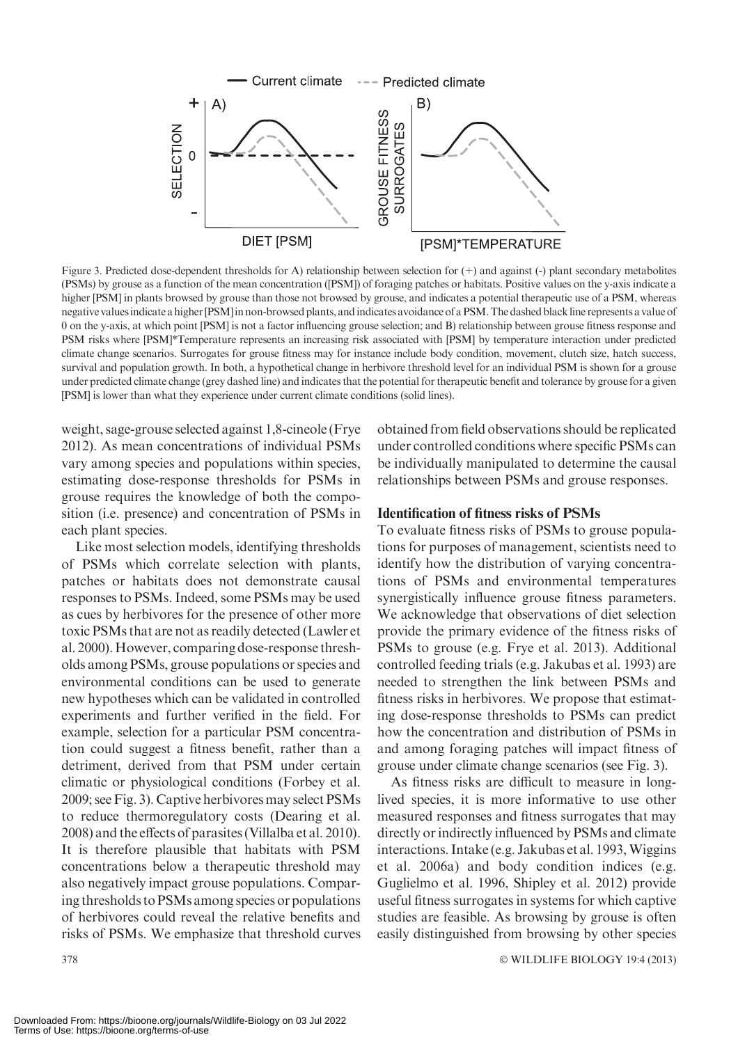Figure 3. Predicted dose-dependent thresholds for A) relationship between selection for (+) and against (-) plant secondary metabolites (PSMs) by grouse as a function of the mean concentration ([PSM]) of foraging patches or habitats. Positive values on the y-axis indicate a higher [PSM] in plants browsed by grouse than those not browsed by grouse, and indicates a potential therapeutic use of a PSM, whereas negative values indicate a higher [PSM] in non-browsed plants, and indicates avoidance of a PSM. The dashed black line represents a value of 0 on the y-axis, at which point [PSM] is not a factor influencing grouse selection; and B) relationship between grouse fitness response and PSM risks where [PSM]*Temperature represents an increasing risk associated with [PSM] by temperature interaction under predicted climate change scenarios. Surrogates for grouse fitness may for instance include body condition, movement, clutch size, hatch success, survival and population growth. In both, a hypothetical change in herbivore threshold level for an individual PSM is shown for a grouse under predicted climate change (grey dashed line) and indicates that the potential for therapeutic benefit and tolerance by grouse for a given [PSM] is lower than what they experience under current climate conditions (solid lines).

weight, sage-grouse selected against 1,8-cineole (Frye 2012). As mean concentrations of individual PSMs vary among species and populations within species, estimating dose-response thresholds for PSMs in grouse requires the knowledge of both the composition (i.e. presence) and concentration of PSMs in each plant species.

Like most selection models, identifying thresholds of PSMs which correlate selection with plants, patches or habitats does not demonstrate causal responses to PSMs. Indeed, some PSMs may be used as cues by herbivores for the presence of other more toxic PSMs that are not as readily detected (Lawler et al. 2000). However, comparing dose-response thresholds among PSMs, grouse populations or species and environmental conditions can be used to generate new hypotheses which can be validated in controlled experiments and further verified in the field. For example, selection for a particular PSM concentration could suggest a fitness benefit, rather than a detriment, derived from that PSM under certain climatic or physiological conditions (Forbey et al. 2009; see Fig. 3). Captive herbivores may select PSMs to reduce thermoregulatory costs (Dearing et al. 2008) and the effects of parasites (Villalba et al. 2010). It is therefore plausible that habitats with PSM concentrations below a therapeutic threshold may also negatively impact grouse populations. Comparing thresholds to PSMs among species or populations of herbivores could reveal the relative benefits and risks of PSMs. We emphasize that threshold curves obtained from field observations should be replicated under controlled conditions where specific PSMs can be individually manipulated to determine the causal relationships between PSMs and grouse responses.

### Identification of fitness risks of PSMs

To evaluate fitness risks of PSMs to grouse populations for purposes of management, scientists need to identify how the distribution of varying concentrations of PSMs and environmental temperatures synergistically influence grouse fitness parameters. We acknowledge that observations of diet selection provide the primary evidence of the fitness risks of PSMs to grouse (e.g. Frye et al. 2013). Additional controlled feeding trials (e.g. Jakubas et al. 1993) are needed to strengthen the link between PSMs and fitness risks in herbivores. We propose that estimating dose-response thresholds to PSMs can predict how the concentration and distribution of PSMs in and among foraging patches will impact fitness of grouse under climate change scenarios (see Fig. 3).

As fitness risks are difficult to measure in long-lived species, it is more informative to use other measured responses and fitness surrogates that may directly or indirectly influenced by PSMs and climate interactions. Intake (e.g. Jakubas et al. 1993, Wiggins et al. 2006a) and body condition indices (e.g. Guglielmo et al. 1996, Shipley et al. 2012) provide useful fitness surrogates in systems for which captive studies are feasible. As browsing by grouse is often easily distinguished from browsing by other species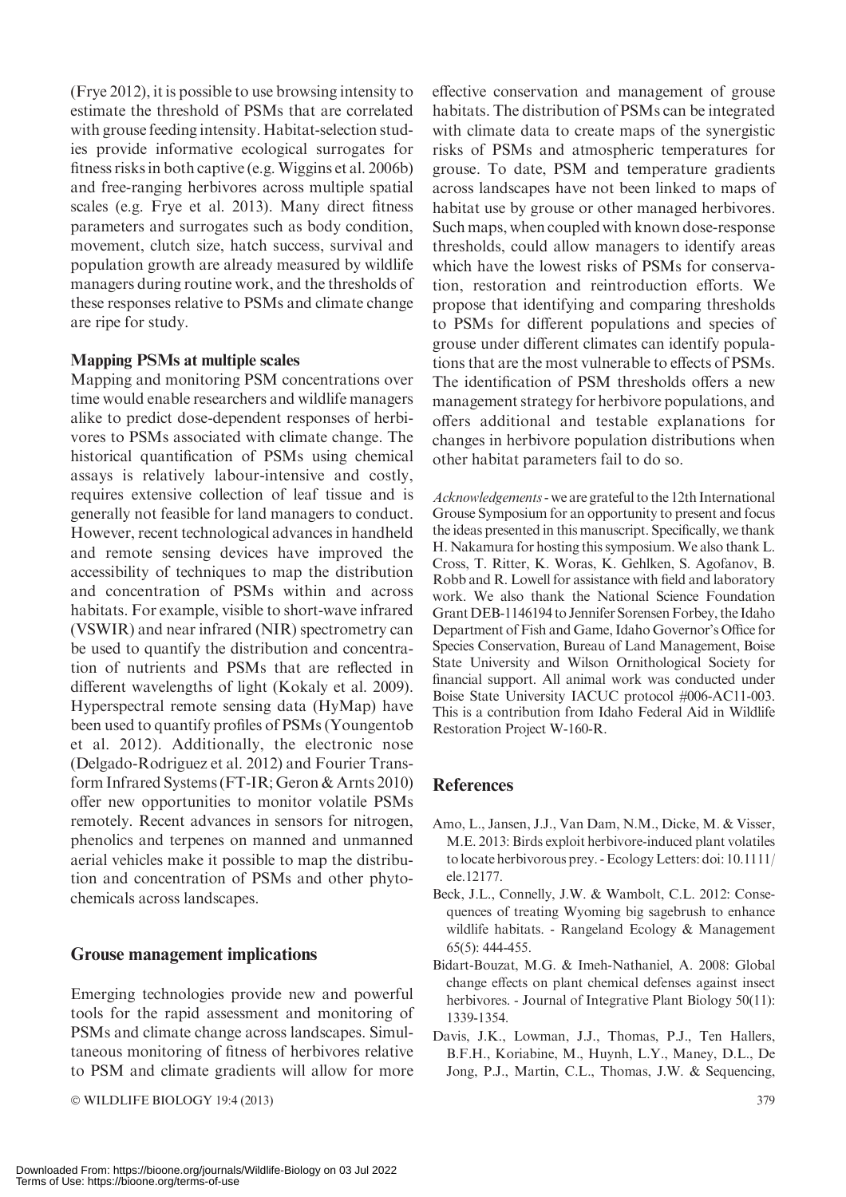(Frye 2012), it is possible to use browsing intensity to estimate the threshold of PSMs that are correlated with grouse feeding intensity. Habitat-selection studies provide informative ecological surrogates for fitness risks in both captive (e.g. Wiggins et al. 2006b) and free-ranging herbivores across multiple spatial scales (e.g. Frye et al. 2013). Many direct fitness parameters and surrogates such as body condition, movement, clutch size, hatch success, survival and population growth are already measured by wildlife managers during routine work, and the thresholds of these responses relative to PSMs and climate change are ripe for study.

**Mapping PSMs at multiple scales**

Mapping and monitoring PSM concentrations over time would enable researchers and wildlife managers alike to predict dose-dependent responses of herbivores to PSMs associated with climate change. The historical quantification of PSMs using chemical assays is relatively labour-intensive and costly, requires extensive collection of leaf tissue and is generally not feasible for land managers to conduct. However, recent technological advances in handheld and remote sensing devices have improved the accessibility of techniques to map the distribution and concentration of PSMs within and across habitats. For example, visible to short-wave infrared (VSWIR) and near infrared (NIR) spectrometry can be used to quantify the distribution and concentration of nutrients and PSMs that are reflected in different wavelengths of light (Kokaly et al. 2009). Hyperspectral remote sensing data (HyMap) have been used to quantify profiles of PSMs (Youngentob et al. 2012). Additionally, the electronic nose (Delgado-Rodriguez et al. 2012) and Fourier Transform Infrared Systems (FT-IR; Geron & Arnts 2010) offer new opportunities to monitor volatile PSMs remotely. Recent advances in sensors for nitrogen, phenolics and terpenes on manned and unmanned aerial vehicles make it possible to map the distribution and concentration of PSMs and other phytochemicals across landscapes.

## Grouse management implications

Emerging technologies provide new and powerful tools for the rapid assessment and monitoring of PSMs and climate change across landscapes. Simultaneous monitoring of fitness of herbivores relative to PSM and climate gradients will allow for more effective conservation and management of grouse habitats. The distribution of PSMs can be integrated with climate data to create maps of the synergistic risks of PSMs and atmospheric temperatures for grouse. To date, PSM and temperature gradients across landscapes have not been linked to maps of habitat use by grouse or other managed herbivores. Such maps, when coupled with known dose-response thresholds, could allow managers to identify areas which have the lowest risks of PSMs for conservation, restoration and reintroduction efforts. We propose that identifying and comparing thresholds to PSMs for different populations and species of grouse under different climates can identify populations that are the most vulnerable to effects of PSMs. The identification of PSM thresholds offers a new management strategy for herbivore populations, and offers additional and testable explanations for changes in herbivore population distributions when other habitat parameters fail to do so.

*Acknowledgements* - we are grateful to the 12th International Grouse Symposium for an opportunity to present and focus the ideas presented in this manuscript. Specifically, we thank H. Nakamura for hosting this symposium. We also thank L. Cross, T. Ritter, K. Woras, K. Gehlken, S. Agofanov, B. Robb and R. Lowell for assistance with field and laboratory work. We also thank the National Science Foundation Grant DEB-1146194 to Jennifer Sorensen Forbey, the Idaho Department of Fish and Game, Idaho Governor's Office for Species Conservation, Bureau of Land Management, Boise State University and Wilson Ornithological Society for financial support. All animal work was conducted under Boise State University IACUC protocol #006-AC11-003. This is a contribution from Idaho Federal Aid in Wildlife Restoration Project W-160-R.

## References

Amo, L., Jansen, J.J., Van Dam, N.M., Dicke, M. & Visser, M.E. 2013: Birds exploit herbivore-induced plant volatiles to locate herbivorous prey. - Ecology Letters: doi: 10.1111/ele.12177.

Beck, J.L., Connelly, J.W. & Wambolt, C.L. 2012: Consequences of treating Wyoming big sagebrush to enhance wildlife habitats. - Rangeland Ecology & Management 65(5): 444-455.

Bidart-Bouzat, M.G. & Imeh-Nathaniel, A. 2008: Global change effects on plant chemical defenses against insect herbivores. - Journal of Integrative Plant Biology 50(11): 1339-1354.

Davis, J.K., Lowman, J.J., Thomas, P.J., Ten Hallers, B.F.H., Koriabine, M., Huynh, L.Y., Maney, D.L., De Jong, P.J., Martin, C.L., Thomas, J.W. & Sequencing,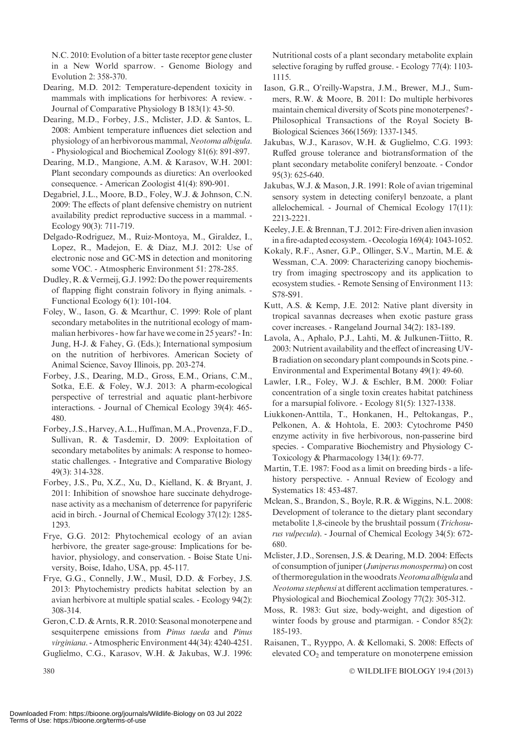N.C. 2010: Evolution of a bitter taste receptor gene cluster in a New World sparrow. - Genome Biology and Evolution 2: 358-370.

Dearing, M.D. 2012: Temperature-dependent toxicity in mammals with implications for herbivores: A review. - Journal of Comparative Physiology B 183(1): 43-50.

Dearing, M.D., Forbey, J.S., Mclister, J.D. & Santos, L. 2008: Ambient temperature influences diet selection and physiology of an herbivorous mammal, *Neotoma albigula*. - Physiological and Biochemical Zoology 81(6): 891-897.

Dearing, M.D., Mangione, A.M. & Karasov, W.H. 2001: Plant secondary compounds as diuretics: An overlooked consequence. - American Zoologist 41(4): 890-901.

Degabriel, J.L., Moore, B.D., Foley, W.J. & Johnson, C.N. 2009: The effects of plant defensive chemistry on nutrient availability predict reproductive success in a mammal. - Ecology 90(3): 711-719.

Delgado-Rodriguez, M., Ruiz-Montoya, M., Giraldez, I., Lopez, R., Madejon, E. & Diaz, M.J. 2012: Use of electronic nose and GC-MS in detection and monitoring some VOC. - Atmospheric Environment 51: 278-285.

Dudley, R. & Vermeij, G.J. 1992: Do the power requirements of flapping flight constrain folivory in flying animals. - Functional Ecology 6(1): 101-104.

Foley, W., Iason, G. & Mcarthur, C. 1999: Role of plant secondary metabolites in the nutritional ecology of mammalian herbivores - how far have we come in 25 years? - In: Jung, H-J. & Fahey, G. (Eds.); International symposium on the nutrition of herbivores. American Society of Animal Science, Savoy Illinois, pp. 203-274.

Forbey, J.S., Dearing, M.D., Gross, E.M., Orians, C.M., Sotka, E.E. & Foley, W.J. 2013: A pharm-ecological perspective of terrestrial and aquatic plant-herbivore interactions. - Journal of Chemical Ecology 39(4): 465-480.

Forbey, J.S., Harvey, A.L., Huffman, M.A., Provenza, F.D., Sullivan, R. & Tasdemir, D. 2009: Exploitation of secondary metabolites by animals: A response to homeostatic challenges. - Integrative and Comparative Biology 49(3): 314-328.

Forbey, J.S., Pu, X.Z., Xu, D., Kielland, K. & Bryant, J. 2011: Inhibition of snowshoe hare succinate dehydrogenase activity as a mechanism of deterrence for papyriferic acid in birch. - Journal of Chemical Ecology 37(12): 1285-1293.

Frye, G.G. 2012: Phytochemical ecology of an avian herbivore, the greater sage-grouse: Implications for behavior, physiology, and conservation. - Boise State University, Boise, Idaho, USA, pp. 45-117.

Frye, G.G., Connelly, J.W., Musil, D.D. & Forbey, J.S. 2013: Phytochemistry predicts habitat selection by an avian herbivore at multiple spatial scales. - Ecology 94(2): 308-314.

Geron, C.D. & Arnts, R.R. 2010: Seasonal monoterpene and sesquiterpene emissions from *Pinus taeda* and *Pinus virginiana*. - Atmospheric Environment 44(34): 4240-4251.

Guglielmo, C.G., Karasov, W.H. & Jakubas, W.J. 1996: Nutritional costs of a plant secondary metabolite explain selective foraging by ruffed grouse. - Ecology 77(4): 1103-1115.

Iason, G.R., O'reilly-Wapstra, J.M., Brewer, M.J., Summers, R.W. & Moore, B. 2011: Do multiple herbivores maintain chemical diversity of Scots pine monoterpenes? - Philosophical Transactions of the Royal Society B-Biological Sciences 366(1569): 1337-1345.

Jakubas, W.J., Karasov, W.H. & Guglielmo, C.G. 1993: Ruffed grouse tolerance and biotransformation of the plant secondary metabolite coniferyl benzoate. - Condor 95(3): 625-640.

Jakubas, W.J. & Mason, J.R. 1991: Role of avian trigeminal sensory system in detecting coniferyl benzoate, a plant allelochemical. - Journal of Chemical Ecology 17(11): 2213-2221.

Keeley, J.E. & Brennan, T.J. 2012: Fire-driven alien invasion in a fire-adapted ecosystem. - Oecologia 169(4): 1043-1052.

Kokaly, R.F., Asner, G.P., Ollinger, S.V., Martin, M.E. & Wessman, C.A. 2009: Characterizing canopy biochemistry from imaging spectroscopy and its application to ecosystem studies. - Remote Sensing of Environment 113: S78-S91.

Kutt, A.S. & Kemp, J.E. 2012: Native plant diversity in tropical savannas decreases when exotic pasture grass cover increases. - Rangeland Journal 34(2): 183-189.

Lavola, A., Aphalo, P.J., Lahti, M. & Julkunen-Tiitto, R. 2003: Nutrient availability and the effect of increasing UV-B radiation on secondary plant compounds in Scots pine. - Environmental and Experimental Botany 49(1): 49-60.

Lawler, I.R., Foley, W.J. & Eschler, B.M. 2000: Foliar concentration of a single toxin creates habitat patchiness for a marsupial folivore. - Ecology 81(5): 1327-1338.

Liukkonen-Anttila, T., Honkanen, H., Peltokangas, P., Pelkonen, A. & Hohtola, E. 2003: Cytochrome P450 enzyme activity in five herbivorous, non-passerine bird species. - Comparative Biochemistry and Physiology C-Toxicology & Pharmacology 134(1): 69-77.

Martin, T.E. 1987: Food as a limit on breeding birds - a life-history perspective. - Annual Review of Ecology and Systematics 18: 453-487.

Mclean, S., Brandon, S., Boyle, R.R. & Wiggins, N.L. 2008: Development of tolerance to the dietary plant secondary metabolite 1,8-cineole by the brushtail possum (*Trichosurus vulpecula*). - Journal of Chemical Ecology 34(5): 672-680.

Mclister, J.D., Sorensen, J.S. & Dearing, M.D. 2004: Effects of consumption of juniper (*Juniperus monosperma*) on cost of thermoregulation in the woodrats *Neotoma albigula* and *Neotoma stephensi* at different acclimation temperatures. - Physiological and Biochemical Zoology 77(2): 305-312.

Moss, R. 1983: Gut size, body-weight, and digestion of winter foods by grouse and ptarmigan. - Condor 85(2): 185-193.

Raisanen, T., Ryyppo, A. & Kellomaki, S. 2008: Effects of elevated $CO_2$ and temperature on monoterpene emission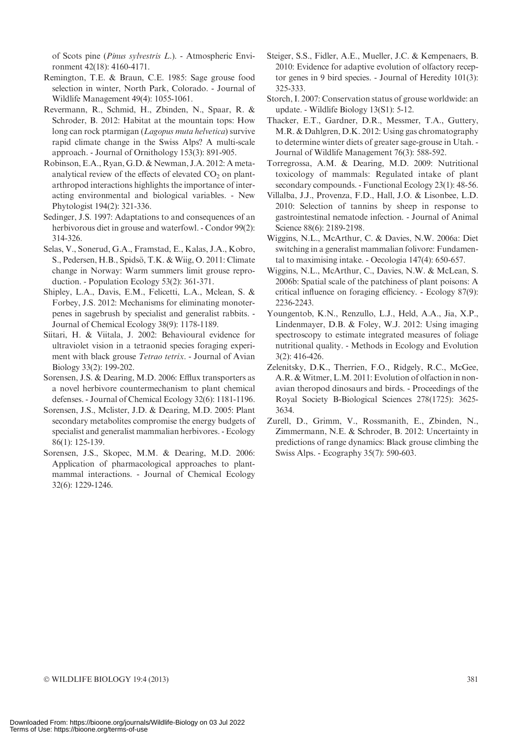of Scots pine (*Pinus sylvestris L.*). - Atmospheric Environment 42(18): 4160-4171.

Remington, T.E. & Braun, C.E. 1985: Sage grouse food selection in winter, North Park, Colorado. - Journal of Wildlife Management 49(4): 1055-1061.

Revermann, R., Schmid, H., Zbinden, N., Spaar, R. & Schroder, B. 2012: Habitat at the mountain tops: How long can rock ptarmigan (*Lagopus muta helvetica*) survive rapid climate change in the Swiss Alps? A multi-scale approach. - Journal of Ornithology 153(3): 891-905.

Robinson, E.A., Ryan, G.D. & Newman, J.A. 2012: A meta-analytical review of the effects of elevated $CO_2$ on plant-arthropod interactions highlights the importance of interacting environmental and biological variables. - New Phytologist 194(2): 321-336.

Sedinger, J.S. 1997: Adaptations to and consequences of an herbivorous diet in grouse and waterfowl. - Condor 99(2): 314-326.

Selas, V., Sonerud, G.A., Framstad, E., Kalas, J.A., Kobro, S., Pedersen, H.B., Spidsö, T.K. & Wiig, O. 2011: Climate change in Norway: Warm summers limit grouse reproduction. - Population Ecology 53(2): 361-371.

Shipley, L.A., Davis, E.M., Felicetti, L.A., Mclean, S. & Forbey, J.S. 2012: Mechanisms for eliminating monoterpenes in sagebrush by specialist and generalist rabbits. - Journal of Chemical Ecology 38(9): 1178-1189.

Siitari, H. & Viitala, J. 2002: Behavioural evidence for ultraviolet vision in a tetraonid species foraging experiment with black grouse *Tetrao tetrix*. - Journal of Avian Biology 33(2): 199-202.

Sorensen, J.S. & Dearing, M.D. 2006: Efflux transporters as a novel herbivore countermechanism to plant chemical defenses. - Journal of Chemical Ecology 32(6): 1181-1196.

Sorensen, J.S., Mclister, J.D. & Dearing, M.D. 2005: Plant secondary metabolites compromise the energy budgets of specialist and generalist mammalian herbivores. - Ecology 86(1): 125-139.

Sorensen, J.S., Skopec, M.M. & Dearing, M.D. 2006: Application of pharmacological approaches to plant-mammal interactions. - Journal of Chemical Ecology 32(6): 1229-1246.

Steiger, S.S., Fidler, A.E., Mueller, J.C. & Kempenaers, B. 2010: Evidence for adaptive evolution of olfactory receptor genes in 9 bird species. - Journal of Heredity 101(3): 325-333.

Storch, I. 2007: Conservation status of grouse worldwide: an update. - Wildlife Biology 13(S1): 5-12.

Thacker, E.T., Gardner, D.R., Messmer, T.A., Guttery, M.R. & Dahlgren, D.K. 2012: Using gas chromatography to determine winter diets of greater sage-grouse in Utah. - Journal of Wildlife Management 76(3): 588-592.

Torregrossa, A.M. & Dearing, M.D. 2009: Nutritional toxicology of mammals: Regulated intake of plant secondary compounds. - Functional Ecology 23(1): 48-56.

Villalba, J.J., Provenza, F.D., Hall, J.O. & Lisonbee, L.D. 2010: Selection of tannins by sheep in response to gastrointestinal nematode infection. - Journal of Animal Science 88(6): 2189-2198.

Wiggins, N.L., McArthur, C. & Davies, N.W. 2006a: Diet switching in a generalist mammalian folivore: Fundamental to maximising intake. - Oecologia 147(4): 650-657.

Wiggins, N.L., McArthur, C., Davies, N.W. & McLean, S. 2006b: Spatial scale of the patchiness of plant poisons: A critical influence on foraging efficiency. - Ecology 87(9): 2236-2243.

Youngentob, K.N., Renzullo, L.J., Held, A.A., Jia, X.P., Lindenmayer, D.B. & Foley, W.J. 2012: Using imaging spectroscopy to estimate integrated measures of foliage nutritional quality. - Methods in Ecology and Evolution 3(2): 416-426.

Zelenitsky, D.K., Therrien, F.O., Ridgely, R.C., McGee, A.R. & Witmer, L.M. 2011: Evolution of olfaction in non-avian theropod dinosaurs and birds. - Proceedings of the Royal Society B-Biological Sciences 278(1725): 3625-3634.

Zurell, D., Grimm, V., Rossmanith, E., Zbinden, N., Zimmermann, N.E. & Schroder, B. 2012: Uncertainty in predictions of range dynamics: Black grouse climbing the Swiss Alps. - Ecography 35(7): 590-603.